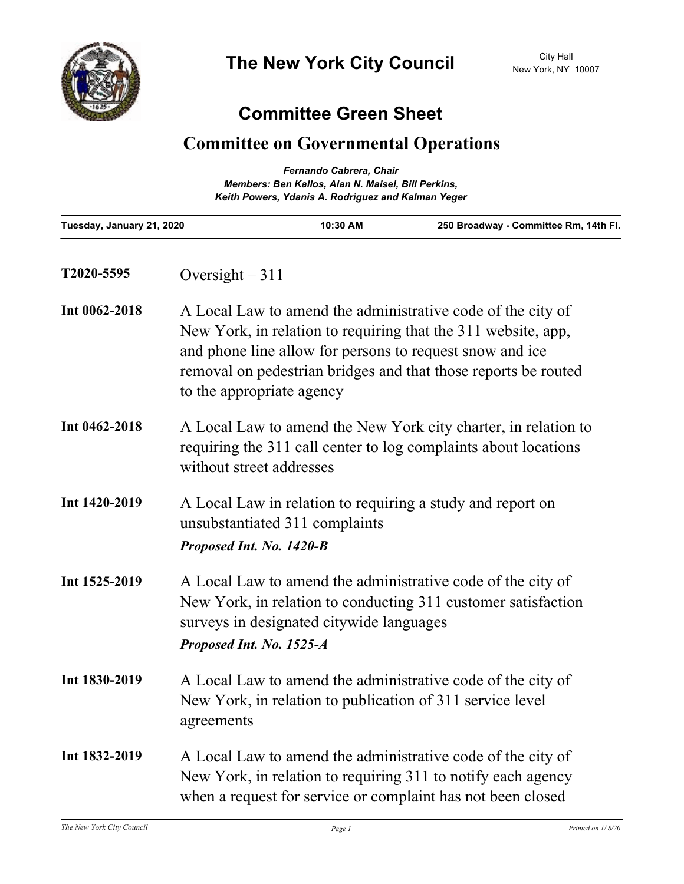# The New York City Council

City Hall
New York, NY 10007

## Committee Green Sheet

## Committee on Governmental Operations

*Fernando Cabrera, Chair*
*Members: Ben Kallos, Alan N. Maisel, Bill Perkins, Keith Powers, Ydanis A. Rodriguez and Kalman Yeger*

**Tuesday, January 21, 2020** | **10:30 AM** | **250 Broadway - Committee Rm, 14th Fl.**

---

**T2020-5595** Oversight – 311

**Int 0062-2018** A Local Law to amend the administrative code of the city of New York, in relation to requiring that the 311 website, app, and phone line allow for persons to request snow and ice removal on pedestrian bridges and that those reports be routed to the appropriate agency

**Int 0462-2018** A Local Law to amend the New York city charter, in relation to requiring the 311 call center to log complaints about locations without street addresses

**Int 1420-2019** A Local Law in relation to requiring a study and report on unsubstantiated 311 complaints

***Proposed Int. No. 1420-B***

**Int 1525-2019** A Local Law to amend the administrative code of the city of New York, in relation to conducting 311 customer satisfaction surveys in designated citywide languages

***Proposed Int. No. 1525-A***

**Int 1830-2019** A Local Law to amend the administrative code of the city of New York, in relation to publication of 311 service level agreements

**Int 1832-2019** A Local Law to amend the administrative code of the city of New York, in relation to requiring 311 to notify each agency when a request for service or complaint has not been closed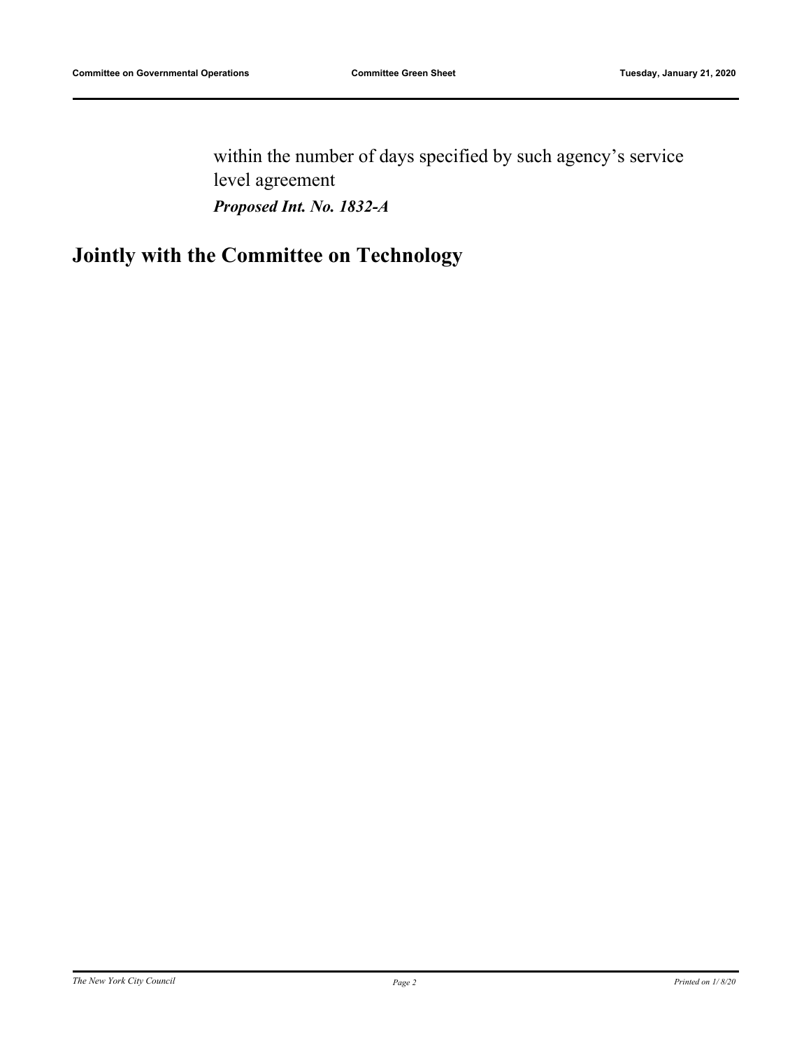within the number of days specified by such agency's service level agreement

***Proposed Int. No. 1832-A***

## Jointly with the Committee on Technology